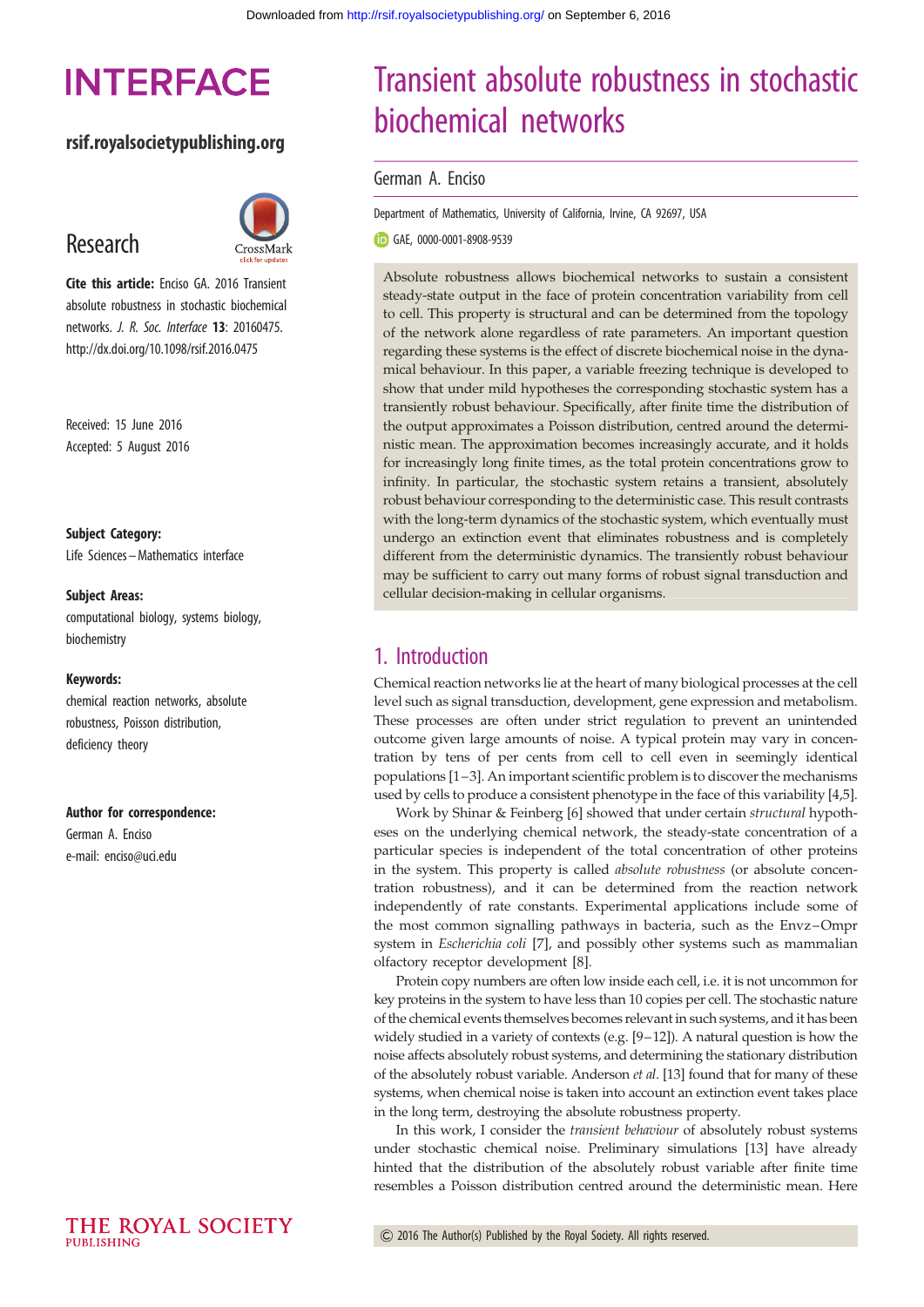# Transient absolute robustness in stochastic biochemical networks

German A. Enciso

Department of Mathematics, University of California, Irvine, CA 92697, USA

GAE, 0000-0001-8908-9539

**Research**

**Cite this article:** Enciso GA. 2016 Transient absolute robustness in stochastic biochemical networks. *J. R. Soc. Interface* **13**: 20160475. http://dx.doi.org/10.1098/rsif.2016.0475

Received: 15 June 2016
Accepted: 5 August 2016

**Subject Category:**
Life Sciences–Mathematics interface

**Subject Areas:**
computational biology, systems biology, biochemistry

**Keywords:**
chemical reaction networks, absolute robustness, Poisson distribution, deficiency theory

**Author for correspondence:**
German A. Enciso
e-mail: enciso@uci.edu

Absolute robustness allows biochemical networks to sustain a consistent steady-state output in the face of protein concentration variability from cell to cell. This property is structural and can be determined from the topology of the network alone regardless of rate parameters. An important question regarding these systems is the effect of discrete biochemical noise in the dynamical behaviour. In this paper, a variable freezing technique is developed to show that under mild hypotheses the corresponding stochastic system has a transiently robust behaviour. Specifically, after finite time the distribution of the output approximates a Poisson distribution, centred around the deterministic mean. The approximation becomes increasingly accurate, and it holds for increasingly long finite times, as the total protein concentrations grow to infinity. In particular, the stochastic system retains a transient, absolutely robust behaviour corresponding to the deterministic case. This result contrasts with the long-term dynamics of the stochastic system, which eventually must undergo an extinction event that eliminates robustness and is completely different from the deterministic dynamics. The transiently robust behaviour may be sufficient to carry out many forms of robust signal transduction and cellular decision-making in cellular organisms.

## 1. Introduction

Chemical reaction networks lie at the heart of many biological processes at the cell level such as signal transduction, development, gene expression and metabolism. These processes are often under strict regulation to prevent an unintended outcome given large amounts of noise. A typical protein may vary in concentration by tens of per cents from cell to cell even in seemingly identical populations [1–3]. An important scientific problem is to discover the mechanisms used by cells to produce a consistent phenotype in the face of this variability [4,5].

Work by Shinar & Feinberg [6] showed that under certain *structural* hypotheses on the underlying chemical network, the steady-state concentration of a particular species is independent of the total concentration of other proteins in the system. This property is called *absolute robustness* (or absolute concentration robustness), and it can be determined from the reaction network independently of rate constants. Experimental applications include some of the most common signalling pathways in bacteria, such as the Envz–Ompr system in *Escherichia coli* [7], and possibly other systems such as mammalian olfactory receptor development [8].

Protein copy numbers are often low inside each cell, i.e. it is not uncommon for key proteins in the system to have less than 10 copies per cell. The stochastic nature of the chemical events themselves becomes relevant in such systems, and it has been widely studied in a variety of contexts (e.g. [9–12]). A natural question is how the noise affects absolutely robust systems, and determining the stationary distribution of the absolutely robust variable. Anderson *et al*. [13] found that for many of these systems, when chemical noise is taken into account an extinction event takes place in the long term, destroying the absolute robustness property.

In this work, I consider the *transient behaviour* of absolutely robust systems under stochastic chemical noise. Preliminary simulations [13] have already hinted that the distribution of the absolutely robust variable after finite time resembles a Poisson distribution centred around the deterministic mean. Here

© 2016 The Author(s) Published by the Royal Society. All rights reserved.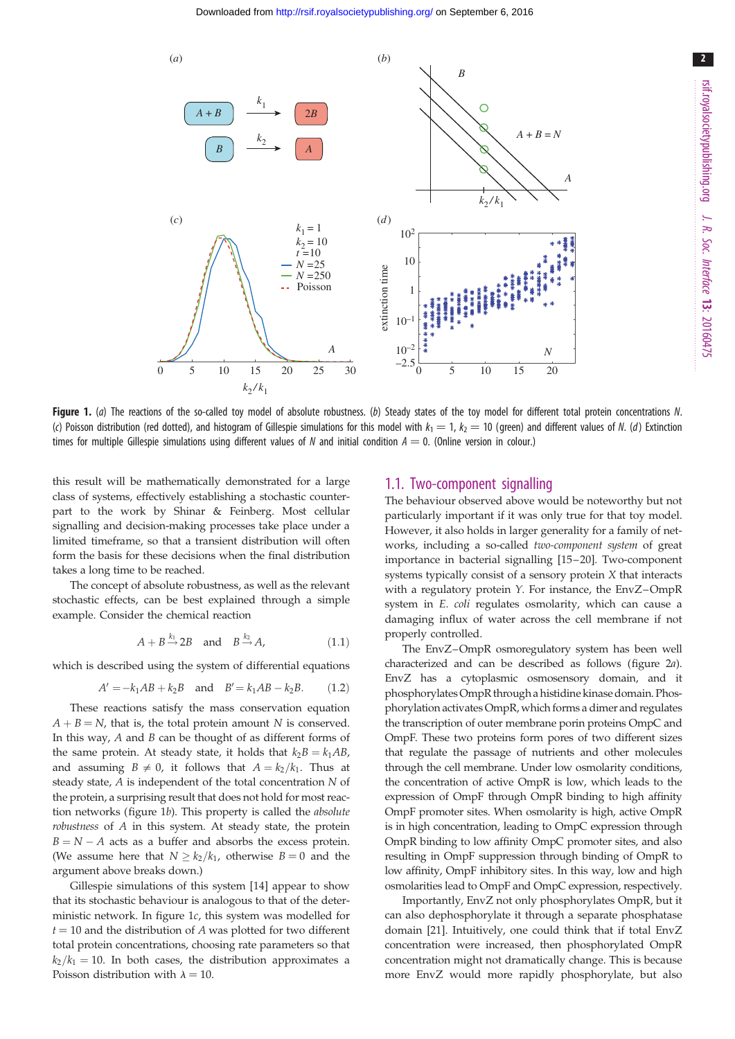**Figure 1.** (*a*) The reactions of the so-called toy model of absolute robustness. (*b*) Steady states of the toy model for different total protein concentrations $N$. (*c*) Poisson distribution (red dotted), and histogram of Gillespie simulations for this model with $k_1 = 1$, $k_2 = 10$ (green) and different values of $N$. (*d*) Extinction times for multiple Gillespie simulations using different values of $N$ and initial condition $A = 0$. (Online version in colour.)

this result will be mathematically demonstrated for a large class of systems, effectively establishing a stochastic counterpart to the work by Shinar & Feinberg. Most cellular signalling and decision-making processes take place under a limited timeframe, so that a transient distribution will often form the basis for these decisions when the final distribution takes a long time to be reached.

The concept of absolute robustness, as well as the relevant stochastic effects, can be best explained through a simple example. Consider the chemical reaction

$$A + B \xrightarrow{k_1} 2B \quad \text{and} \quad B \xrightarrow{k_2} A, \tag{1.1}$$

which is described using the system of differential equations

$$A' = -k_1 AB + k_2 B \quad \text{and} \quad B' = k_1 AB - k_2 B. \tag{1.2}$$

These reactions satisfy the mass conservation equation $A + B = N$, that is, the total protein amount $N$ is conserved. In this way, $A$ and $B$ can be thought of as different forms of the same protein. At steady state, it holds that $k_2 B = k_1 AB$, and assuming $B \neq 0$, it follows that $A = k_2/k_1$. Thus at steady state, $A$ is independent of the total concentration $N$ of the protein, a surprising result that does not hold for most reaction networks (figure 1*b*). This property is called the *absolute robustness* of $A$ in this system. At steady state, the protein $B = N - A$ acts as a buffer and absorbs the excess protein. (We assume here that $N \geq k_2/k_1$, otherwise $B = 0$ and the argument above breaks down.)

Gillespie simulations of this system [14] appear to show that its stochastic behaviour is analogous to that of the deterministic network. In figure 1*c*, this system was modelled for $t = 10$ and the distribution of $A$ was plotted for two different total protein concentrations, choosing rate parameters so that $k_2/k_1 = 10$. In both cases, the distribution approximates a Poisson distribution with $\lambda = 10$.

## 1.1. Two-component signalling

The behaviour observed above would be noteworthy but not particularly important if it was only true for that toy model. However, it also holds in larger generality for a family of networks, including a so-called *two-component system* of great importance in bacterial signalling [15–20]. Two-component systems typically consist of a sensory protein $X$ that interacts with a regulatory protein $Y$. For instance, the EnvZ–OmpR system in *E. coli* regulates osmolarity, which can cause a damaging influx of water across the cell membrane if not properly controlled.

The EnvZ–OmpR osmoregulatory system has been well characterized and can be described as follows (figure 2*a*). EnvZ has a cytoplasmic osmosensory domain, and it phosphorylates OmpR through a histidine kinase domain. Phosphorylation activates OmpR, which forms a dimer and regulates the transcription of outer membrane porin proteins OmpC and OmpF. These two proteins form pores of two different sizes that regulate the passage of nutrients and other molecules through the cell membrane. Under low osmolarity conditions, the concentration of active OmpR is low, which leads to the expression of OmpF through OmpR binding to high affinity OmpF promoter sites. When osmolarity is high, active OmpR is in high concentration, leading to OmpC expression through OmpR binding to low affinity OmpC promoter sites, and also resulting in OmpF suppression through binding of OmpR to low affinity, OmpF inhibitory sites. In this way, low and high osmolarities lead to OmpF and OmpC expression, respectively.

Importantly, EnvZ not only phosphorylates OmpR, but it can also dephosphorylate it through a separate phosphatase domain [21]. Intuitively, one could think that if total EnvZ concentration were increased, then phosphorylated OmpR concentration might not dramatically change. This is because more EnvZ would more rapidly phosphorylate, but also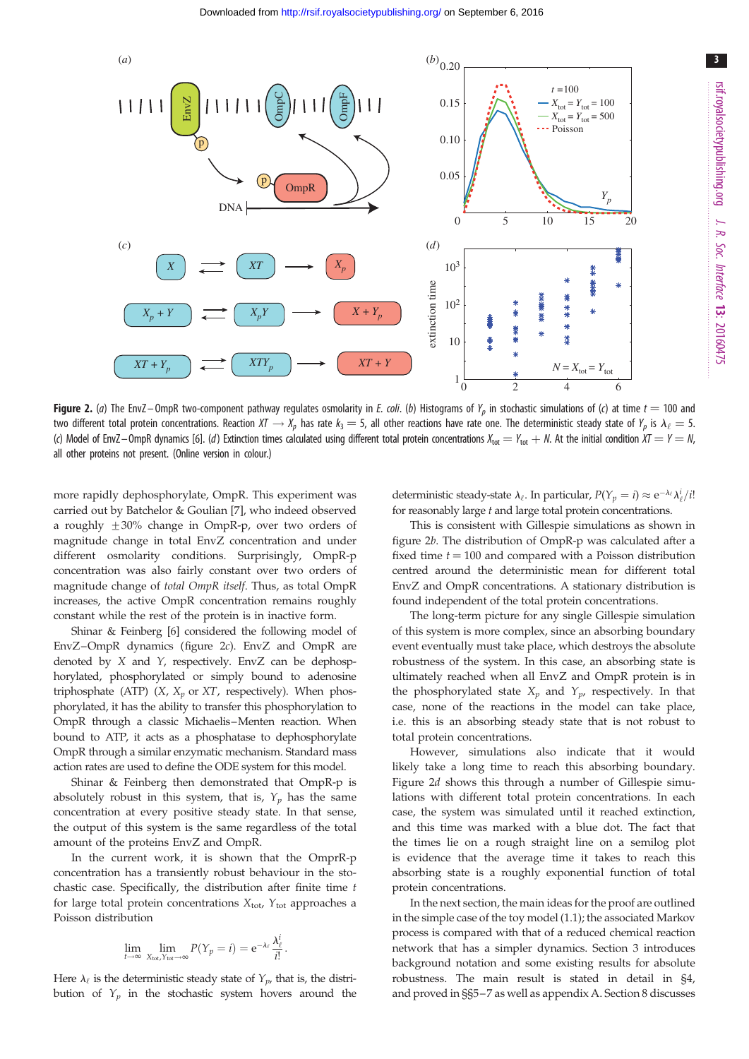**Figure 2.** (*a*) The EnvZ–OmpR two-component pathway regulates osmolarity in *E. coli*. (*b*) Histograms of $Y_p$ in stochastic simulations of (*c*) at time $t = 100$ and two different total protein concentrations. Reaction $XT \longrightarrow X_p$ has rate $k_3 = 5$, all other reactions have rate one. The deterministic steady state of $Y_p$ is $\lambda_\ell = 5$. (*c*) Model of EnvZ–OmpR dynamics [6]. (*d*) Extinction times calculated using different total protein concentrations $X_{\text{tot}} = Y_{\text{tot}} + N$. At the initial condition $XT = Y = N$, all other proteins not present. (Online version in colour.)

more rapidly dephosphorylate, OmpR. This experiment was carried out by Batchelor & Goulian [7], who indeed observed a roughly $\pm 30\%$ change in OmpR-p, over two orders of magnitude change in total EnvZ concentration and under different osmolarity conditions. Surprisingly, OmpR-p concentration was also fairly constant over two orders of magnitude change of *total OmpR itself*. Thus, as total OmpR increases, the active OmpR concentration remains roughly constant while the rest of the protein is in inactive form.

Shinar & Feinberg [6] considered the following model of EnvZ–OmpR dynamics (figure 2*c*). EnvZ and OmpR are denoted by $X$ and $Y$, respectively. EnvZ can be dephosphorylated, phosphorylated or simply bound to adenosine triphosphate (ATP) ($X$, $X_p$ or $XT$, respectively). When phosphorylated, it has the ability to transfer this phosphorylation to OmpR through a classic Michaelis–Menten reaction. When bound to ATP, it acts as a phosphatase to dephosphorylate OmpR through a similar enzymatic mechanism. Standard mass action rates are used to define the ODE system for this model.

Shinar & Feinberg then demonstrated that OmpR-p is absolutely robust in this system, that is, $Y_p$ has the same concentration at every positive steady state. In that sense, the output of this system is the same regardless of the total amount of the proteins EnvZ and OmpR.

In the current work, it is shown that the OmprR-p concentration has a transiently robust behaviour in the stochastic case. Specifically, the distribution after finite time $t$ for large total protein concentrations $X_{\text{tot}}$, $Y_{\text{tot}}$ approaches a Poisson distribution

$$\lim_{t\to\infty} \lim_{X_{\text{tot}},Y_{\text{tot}}\to\infty} P(Y_p = i) = e^{-\lambda_\ell} \frac{\lambda_\ell^i}{i!}.$$

Here $\lambda_\ell$ is the deterministic steady state of $Y_p$, that is, the distribution of $Y_p$ in the stochastic system hovers around the deterministic steady-state $\lambda_\ell$. In particular, $P(Y_p = i) \approx e^{-\lambda_\ell}\lambda_\ell^i/i!$ for reasonably large $t$ and large total protein concentrations.

This is consistent with Gillespie simulations as shown in figure 2*b*. The distribution of OmpR-p was calculated after a fixed time $t = 100$ and compared with a Poisson distribution centred around the deterministic mean for different total EnvZ and OmpR concentrations. A stationary distribution is found independent of the total protein concentrations.

The long-term picture for any single Gillespie simulation of this system is more complex, since an absorbing boundary event eventually must take place, which destroys the absolute robustness of the system. In this case, an absorbing state is ultimately reached when all EnvZ and OmpR protein is in the phosphorylated state $X_p$ and $Y_p$, respectively. In that case, none of the reactions in the model can take place, i.e. this is an absorbing steady state that is not robust to total protein concentrations.

However, simulations also indicate that it would likely take a long time to reach this absorbing boundary. Figure 2*d* shows this through a number of Gillespie simulations with different total protein concentrations. In each case, the system was simulated until it reached extinction, and this time was marked with a blue dot. The fact that the times lie on a rough straight line on a semilog plot is evidence that the average time it takes to reach this absorbing state is a roughly exponential function of total protein concentrations.

In the next section, the main ideas for the proof are outlined in the simple case of the toy model (1.1); the associated Markov process is compared with that of a reduced chemical reaction network that has a simpler dynamics. Section 3 introduces background notation and some existing results for absolute robustness. The main result is stated in detail in §4, and proved in §§5–7 as well as appendix A. Section 8 discusses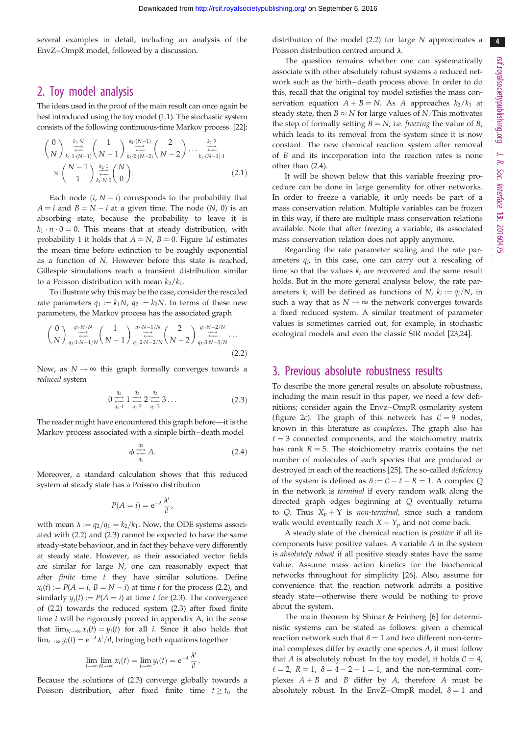several examples in detail, including an analysis of the EnvZ–OmpR model, followed by a discussion.

## 2. Toy model analysis

The ideas used in the proof of the main result can once again be best introduced using the toy model (1.1). The stochastic system consists of the following continuous-time Markov process [22]:

$$\begin{pmatrix} 0 \\ N \end{pmatrix} \underset{k_1 \cdot 1 \cdot (N-1)}{\overset{k_2 \cdot N}{\rightleftarrows}} \begin{pmatrix} 1 \\ N-1 \end{pmatrix} \underset{k_1 \cdot 2 \cdot (N-2)}{\overset{k_2 \cdot (N-1)}{\rightleftarrows}} \begin{pmatrix} 2 \\ N-2 \end{pmatrix} \cdots \underset{k_1 \cdot (N-1) \cdot 1}{\overset{k_2 \cdot 2}{\rightleftarrows}} \\ \times \begin{pmatrix} N-1 \\ 1 \end{pmatrix} \underset{k_1 \cdot N \cdot 0}{\overset{k_2 \cdot 1}{\rightleftarrows}} \begin{pmatrix} N \\ 0 \end{pmatrix}. \tag{2.1}$$

Each node $(i, N-i)$ corresponds to the probability that $A = i$ and $B = N - i$ at a given time. The node $(N, 0)$ is an absorbing state, because the probability to leave it is $k_1 \cdot n \cdot 0 = 0$. This means that at steady distribution, with probability 1 it holds that $A = N$, $B = 0$. Figure 1*d* estimates the mean time before extinction to be roughly exponential as a function of $N$. However before this state is reached, Gillespie simulations reach a transient distribution similar to a Poisson distribution with mean $k_2/k_1$.

To illustrate why this may be the case, consider the rescaled rate parameters $q_1 := k_1N$, $q_2 := k_2N$. In terms of these new parameters, the Markov process has the associated graph

$$\begin{pmatrix} 0 \\ N \end{pmatrix} \underset{q_1 \cdot 1 \cdot N-1/N}{\overset{q_2 \cdot N/N}{\rightleftarrows}} \begin{pmatrix} 1 \\ N-1 \end{pmatrix} \underset{q_1 \cdot 2 \cdot N-2/N}{\overset{q_2 \cdot N-1/N}{\rightleftarrows}} \begin{pmatrix} 2 \\ N-2 \end{pmatrix} \underset{q_1 \cdot 3 \cdot N-3/N}{\overset{q_2 \cdot N-2/N}{\rightleftarrows}} \cdots \tag{2.2}$$

Now, as $N \to \infty$ this graph formally converges towards a *reduced* system

$$0 \underset{q_1 \cdot 1}{\overset{q_2}{\rightleftarrows}} 1 \underset{q_1 \cdot 2}{\overset{q_2}{\rightleftarrows}} 2 \underset{q_1 \cdot 3}{\overset{q_2}{\rightleftarrows}} 3 \ldots \tag{2.3}$$

The reader might have encountered this graph before—it is the Markov process associated with a simple birth–death model

$$\phi \underset{q_1}{\overset{q_2}{\rightleftarrows}} A. \tag{2.4}$$

Moreover, a standard calculation shows that this reduced system at steady state has a Poisson distribution

$$P(A = i) = e^{-\lambda} \frac{\lambda^i}{i!},$$

with mean $\lambda := q_2/q_1 = k_2/k_1$. Now, the ODE systems associated with (2.2) and (2.3) cannot be expected to have the same steady-state behaviour, and in fact they behave very differently at steady state. However, as their associated vector fields are similar for large $N$, one can reasonably expect that after *finite* time $t$ they have similar solutions. Define $x_i(t) := P(A = i, B = N - i)$ at time $t$ for the process (2.2), and similarly $y_i(t) := P(A = i)$ at time $t$ for (2.3). The convergence of (2.2) towards the reduced system (2.3) after fixed finite time $t$ will be rigorously proved in appendix A, in the sense that $\lim_{N\to\infty} x_i(t) = y_i(t)$ for all $i$. Since it also holds that $\lim_{t\to\infty} y_i(t) = e^{-\lambda}\lambda^i/i!$, bringing both equations together

$$\lim_{t\to\infty} \lim_{N\to\infty} x_i(t) = \lim_{t\to\infty} y_i(t) = e^{-\lambda} \frac{\lambda^i}{i!}.$$

Because the solutions of (2.3) converge globally towards a Poisson distribution, after fixed finite time $t \geq t_0$ the distribution of the model (2.2) for large $N$ approximates a Poisson distribution centred around $\lambda$.

The question remains whether one can systematically associate with other absolutely robust systems a reduced network such as the birth–death process above. In order to do this, recall that the original toy model satisfies the mass conservation equation $A + B = N$. As $A$ approaches $k_2/k_1$ at steady state, then $B \approx N$ for large values of $N$. This motivates the step of formally setting $B = N$, i.e. *freezing* the value of $B$, which leads to its removal from the system since it is now constant. The new chemical reaction system after removal of $B$ and its incorporation into the reaction rates is none other than (2.4).

It will be shown below that this variable freezing procedure can be done in large generality for other networks. In order to freeze a variable, it only needs be part of a mass conservation relation. Multiple variables can be frozen in this way, if there are multiple mass conservation relations available. Note that after freezing a variable, its associated mass conservation relation does not apply anymore.

Regarding the rate parameter scaling and the rate parameters $q_i$, in this case, one can carry out a rescaling of time so that the values $k_i$ are recovered and the same result holds. But in the more general analysis below, the rate parameters $k_i$ will be defined as functions of $N$, $k_i := q_i/N$, in such a way that as $N \to \infty$ the network converges towards a fixed reduced system. A similar treatment of parameter values is sometimes carried out, for example, in stochastic ecological models and even the classic SIR model [23,24].

## 3. Previous absolute robustness results

To describe the more general results on absolute robustness, including the main result in this paper, we need a few definitions; consider again the Envz–OmpR osmolarity system (figure 2*c*). The graph of this network has $\mathcal{C} = 9$ nodes, known in this literature as *complexes*. The graph also has $\ell = 3$ connected components, and the stoichiometry matrix has rank $R = 5$. The stoichiometry matrix contains the net number of molecules of each species that are produced or destroyed in each of the reactions [25]. The so-called *deficiency* of the system is defined as $\delta := \mathcal{C} - \ell - R = 1$. A complex $Q$ in the network is *terminal* if every random walk along the directed graph edges beginning at $Q$ eventually returns to $Q$. Thus $X_p + Y$ is *non-terminal*, since such a random walk would eventually reach $X + Y_p$ and not come back.

A steady state of the chemical reaction is *positive* if all its components have positive values. A variable $A$ in the system is *absolutely robust* if all positive steady states have the same value. Assume mass action kinetics for the biochemical networks throughout for simplicity [26]. Also, assume for convenience that the reaction network admits a positive steady state—otherwise there would be nothing to prove about the system.

The main theorem by Shinar & Feinberg [6] for deterministic systems can be stated as follows: given a chemical reaction network such that $\delta = 1$ and two different non-terminal complexes differ by exactly one species $A$, it must follow that $A$ is absolutely robust. In the toy model, it holds $\mathcal{C} = 4$, $\ell = 2$, $R = 1$, $\delta = 4 - 2 - 1 = 1$, and the non-terminal complexes $A + B$ and $B$ differ by $A$, therefore $A$ must be absolutely robust. In the EnvZ–OmpR model, $\delta = 1$ and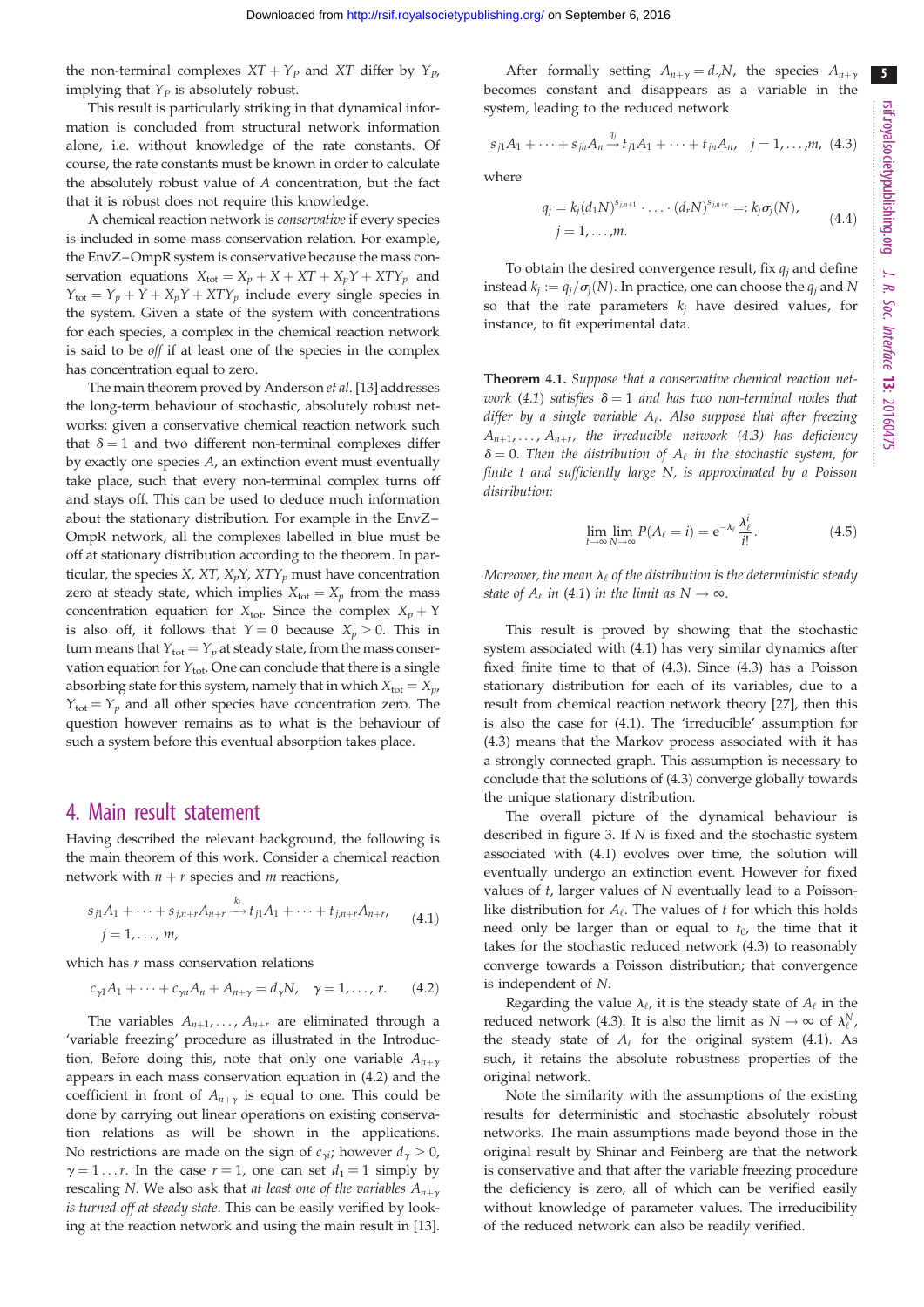the non-terminal complexes $XT + Y_P$ and $XT$ differ by $Y_P$, implying that $Y_P$ is absolutely robust.

This result is particularly striking in that dynamical information is concluded from structural network information alone, i.e. without knowledge of the rate constants. Of course, the rate constants must be known in order to calculate the absolutely robust value of $A$ concentration, but the fact that it is robust does not require this knowledge.

A chemical reaction network is *conservative* if every species is included in some mass conservation relation. For example, the EnvZ–OmpR system is conservative because the mass conservation equations $X_{\text{tot}} = X_p + X + XT + X_pY + XTY_p$ and $Y_{\text{tot}} = Y_p + Y + X_pY + XTY_p$ include every single species in the system. Given a state of the system with concentrations for each species, a complex in the chemical reaction network is said to be *off* if at least one of the species in the complex has concentration equal to zero.

The main theorem proved by Anderson *et al*. [13] addresses the long-term behaviour of stochastic, absolutely robust networks: given a conservative chemical reaction network such that $\delta = 1$ and two different non-terminal complexes differ by exactly one species $A$, an extinction event must eventually take place, such that every non-terminal complex turns off and stays off. This can be used to deduce much information about the stationary distribution. For example in the EnvZ–OmpR network, all the complexes labelled in blue must be off at stationary distribution according to the theorem. In particular, the species $X$, $XT$, $X_pY$, $XTY_p$ must have concentration zero at steady state, which implies $X_{\text{tot}} = X_p$ from the mass concentration equation for $X_{\text{tot}}$. Since the complex $X_p + Y$ is also off, it follows that $Y = 0$ because $X_p > 0$. This in turn means that $Y_{\text{tot}} = Y_p$ at steady state, from the mass conservation equation for $Y_{\text{tot}}$. One can conclude that there is a single absorbing state for this system, namely that in which $X_{\text{tot}} = X_p$, $Y_{\text{tot}} = Y_p$ and all other species have concentration zero. The question however remains as to what is the behaviour of such a system before this eventual absorption takes place.

## 4. Main result statement

Having described the relevant background, the following is the main theorem of this work. Consider a chemical reaction network with $n + r$ species and $m$ reactions,

$$s_{j1}A_1 + \cdots + s_{j,n+r}A_{n+r} \xrightarrow{k_j} t_{j1}A_1 + \cdots + t_{j,n+r}A_{n+r}, \quad j = 1, \ldots, m, \tag{4.1}$$

which has $r$ mass conservation relations

$$c_{\gamma 1}A_1 + \cdots + c_{\gamma n}A_n + A_{n+\gamma} = d_\gamma N, \quad \gamma = 1, \ldots, r. \tag{4.2}$$

The variables $A_{n+1}, \ldots, A_{n+r}$ are eliminated through a 'variable freezing' procedure as illustrated in the Introduction. Before doing this, note that only one variable $A_{n+\gamma}$ appears in each mass conservation equation in (4.2) and the coefficient in front of $A_{n+\gamma}$ is equal to one. This could be done by carrying out linear operations on existing conservation relations as will be shown in the applications. No restrictions are made on the sign of $c_{\gamma i}$; however $d_\gamma > 0$, $\gamma = 1 \ldots r$. In the case $r = 1$, one can set $d_1 = 1$ simply by rescaling $N$. We also ask that *at least one of the variables $A_{n+\gamma}$ is turned off at steady state*. This can be easily verified by looking at the reaction network and using the main result in [13].

After formally setting $A_{n+\gamma} = d_\gamma N$, the species $A_{n+\gamma}$ becomes constant and disappears as a variable in the system, leading to the reduced network

$$s_{j1}A_1 + \cdots + s_{jn}A_n \xrightarrow{q_j} t_{j1}A_1 + \cdots + t_{jn}A_n, \quad j = 1, \ldots, m, \tag{4.3}$$

where

$$q_j = k_j(d_1N)^{s_{j,n+1}} \cdot \ldots \cdot (d_rN)^{s_{j,n+r}} =: k_j\sigma_j(N), \quad j = 1, \ldots, m. \tag{4.4}$$

To obtain the desired convergence result, fix $q_j$ and define instead $k_j := q_j/\sigma_j(N)$. In practice, one can choose the $q_j$ and $N$ so that the rate parameters $k_j$ have desired values, for instance, to fit experimental data.

**Theorem 4.1.** *Suppose that a conservative chemical reaction network (4.1) satisfies $\delta = 1$ and has two non-terminal nodes that differ by a single variable $A_\ell$. Also suppose that after freezing $A_{n+1}, \ldots, A_{n+r}$, the irreducible network (4.3) has deficiency $\delta = 0$. Then the distribution of $A_\ell$ in the stochastic system, for finite $t$ and sufficiently large $N$, is approximated by a Poisson distribution:*

$$\lim_{t\to\infty} \lim_{N\to\infty} P(A_\ell = i) = e^{-\lambda_\ell}\frac{\lambda_\ell^i}{i!}. \tag{4.5}$$

*Moreover, the mean $\lambda_\ell$ of the distribution is the deterministic steady state of $A_\ell$ in (4.1) in the limit as $N \to \infty$.*

This result is proved by showing that the stochastic system associated with (4.1) has very similar dynamics after fixed finite time to that of (4.3). Since (4.3) has a Poisson stationary distribution for each of its variables, due to a result from chemical reaction network theory [27], then this is also the case for (4.1). The 'irreducible' assumption for (4.3) means that the Markov process associated with it has a strongly connected graph. This assumption is necessary to conclude that the solutions of (4.3) converge globally towards the unique stationary distribution.

The overall picture of the dynamical behaviour is described in figure 3. If $N$ is fixed and the stochastic system associated with (4.1) evolves over time, the solution will eventually undergo an extinction event. However for fixed values of $t$, larger values of $N$ eventually lead to a Poisson-like distribution for $A_\ell$. The values of $t$ for which this holds need only be larger than or equal to $t_0$, the time that it takes for the stochastic reduced network (4.3) to reasonably converge towards a Poisson distribution; that convergence is independent of $N$.

Regarding the value $\lambda_\ell$, it is the steady state of $A_\ell$ in the reduced network (4.3). It is also the limit as $N \to \infty$ of $\lambda_\ell^N$, the steady state of $A_\ell$ for the original system (4.1). As such, it retains the absolute robustness properties of the original network.

Note the similarity with the assumptions of the existing results for deterministic and stochastic absolutely robust networks. The main assumptions made beyond those in the original result by Shinar and Feinberg are that the network is conservative and that after the variable freezing procedure the deficiency is zero, all of which can be verified easily without knowledge of parameter values. The irreducibility of the reduced network can also be readily verified.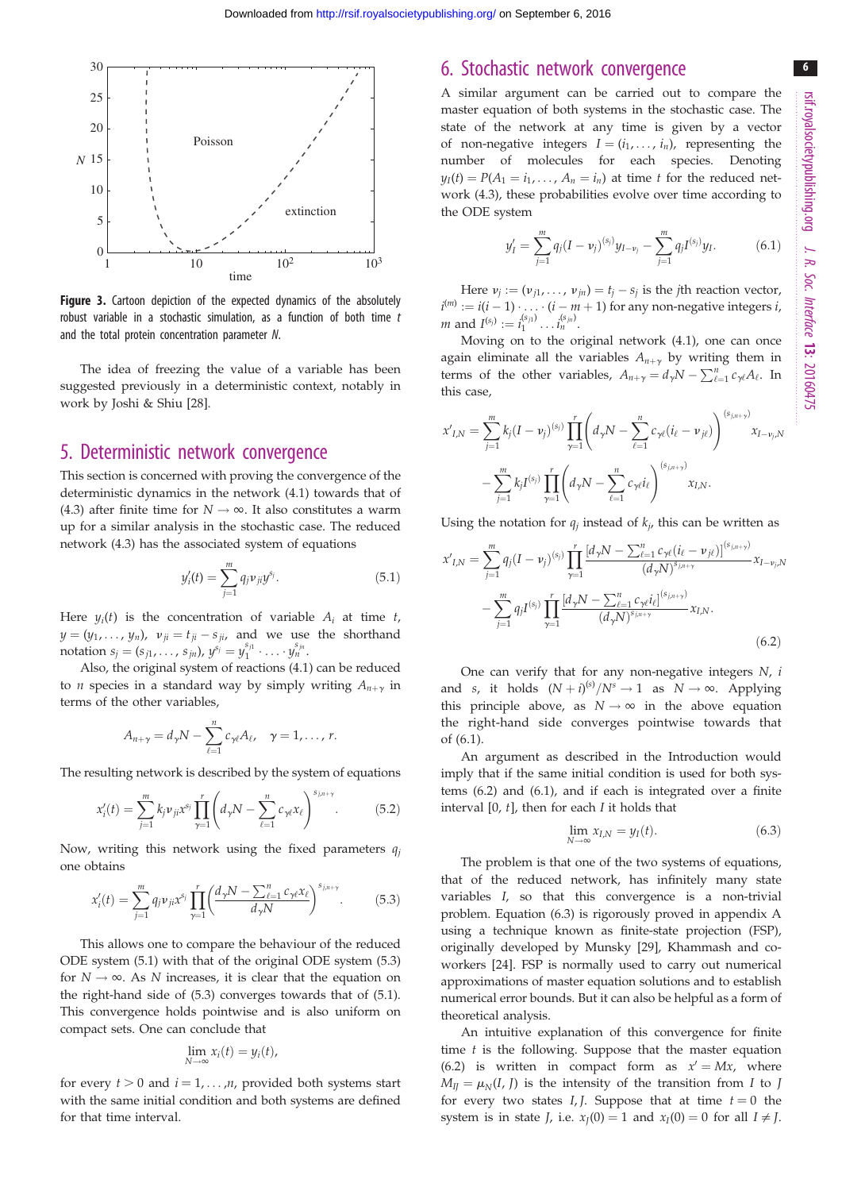Figure 3. Cartoon depiction of the expected dynamics of the absolutely robust variable in a stochastic simulation, as a function of both time $t$ and the total protein concentration parameter $N$.

The idea of freezing the value of a variable has been suggested previously in a deterministic context, notably in work by Joshi & Shiu [28].

## 5. Deterministic network convergence

This section is concerned with proving the convergence of the deterministic dynamics in the network (4.1) towards that of (4.3) after finite time for $N \to \infty$. It also constitutes a warm up for a similar analysis in the stochastic case. The reduced network (4.3) has the associated system of equations

$$y_i'(t) = \sum_{j=1}^{m} q_j \nu_{ji} y^{s_j}. \tag{5.1}$$

Here $y_i(t)$ is the concentration of variable $A_i$ at time $t$, $y = (y_1, \ldots, y_n)$, $\nu_{ji} = t_{ji} - s_{ji}$, and we use the shorthand notation $s_j = (s_{j1}, \ldots, s_{jn})$, $y^{s_j} = y_1^{s_{j1}} \cdot \ldots \cdot y_n^{s_{jn}}$.

Also, the original system of reactions (4.1) can be reduced to $n$ species in a standard way by simply writing $A_{n+\gamma}$ in terms of the other variables,

$$A_{n+\gamma} = d_\gamma N - \sum_{\ell=1}^{n} c_{\gamma\ell} A_\ell, \quad \gamma = 1, \ldots, r.$$

The resulting network is described by the system of equations

$$x_i'(t) = \sum_{j=1}^{m} k_j \nu_{ji} x^{s_j} \prod_{\gamma=1}^{r} \left( d_\gamma N - \sum_{\ell=1}^{n} c_{\gamma\ell} x_\ell \right)^{s_{j,n+\gamma}}. \tag{5.2}$$

Now, writing this network using the fixed parameters $q_j$ one obtains

$$x_i'(t) = \sum_{j=1}^{m} q_j \nu_{ji} x^{s_j} \prod_{\gamma=1}^{r} \left( \frac{d_\gamma N - \sum_{\ell=1}^{n} c_{\gamma\ell} x_\ell}{d_\gamma N} \right)^{s_{j,n+\gamma}}. \tag{5.3}$$

This allows one to compare the behaviour of the reduced ODE system (5.1) with that of the original ODE system (5.3) for $N \to \infty$. As $N$ increases, it is clear that the equation on the right-hand side of (5.3) converges towards that of (5.1). This convergence holds pointwise and is also uniform on compact sets. One can conclude that

$$\lim_{N \to \infty} x_i(t) = y_i(t),$$

for every $t > 0$ and $i = 1, \ldots, n$, provided both systems start with the same initial condition and both systems are defined for that time interval.

## 6. Stochastic network convergence

A similar argument can be carried out to compare the master equation of both systems in the stochastic case. The state of the network at any time is given by a vector of non-negative integers $I = (i_1, \ldots, i_n)$, representing the number of molecules for each species. Denoting $y_I(t) = P(A_1 = i_1, \ldots, A_n = i_n)$ at time $t$ for the reduced network (4.3), these probabilities evolve over time according to the ODE system

$$y_I' = \sum_{j=1}^{m} q_j (I - \nu_j)^{(s_j)} y_{I-\nu_j} - \sum_{j=1}^{m} q_j I^{(s_j)} y_I. \tag{6.1}$$

Here $\nu_j := (\nu_{j1}, \ldots, \nu_{jn}) = t_j - s_j$ is the $j$th reaction vector, $i^{(m)} := i(i-1) \cdot \ldots \cdot (i - m + 1)$ for any non-negative integers $i$, $m$ and $I^{(s_j)} := i_1^{(s_{j1})} \ldots i_n^{(s_{jn})}$.

Moving on to the original network (4.1), one can once again eliminate all the variables $A_{n+\gamma}$ by writing them in terms of the other variables, $A_{n+\gamma} = d_\gamma N - \sum_{\ell=1}^{n} c_{\gamma\ell} A_\ell$. In this case,

$$\begin{aligned} x_{I,N}' = & \sum_{j=1}^{m} k_j (I - \nu_j)^{(s_j)} \prod_{\gamma=1}^{r} \left( d_\gamma N - \sum_{\ell=1}^{n} c_{\gamma\ell}(i_\ell - \nu_{j\ell}) \right)^{(s_{j,n+\gamma})} x_{I-\nu_j,N} \\ & - \sum_{j=1}^{m} k_j I^{(s_j)} \prod_{\gamma=1}^{r} \left( d_\gamma N - \sum_{\ell=1}^{n} c_{\gamma\ell} i_\ell \right)^{(s_{j,n+\gamma})} x_{I,N}. \end{aligned}$$

Using the notation for $q_j$ instead of $k_j$, this can be written as

$$\begin{aligned} x_{I,N}' = & \sum_{j=1}^{m} q_j (I - \nu_j)^{(s_j)} \prod_{\gamma=1}^{r} \frac{[d_\gamma N - \sum_{\ell=1}^{n} c_{\gamma\ell}(i_\ell - \nu_{j\ell})]^{(s_{j,n+\gamma})}}{(d_\gamma N)^{s_{j,n+\gamma}}} x_{I-\nu_j,N} \\ & - \sum_{j=1}^{m} q_j I^{(s_j)} \prod_{\gamma=1}^{r} \frac{[d_\gamma N - \sum_{\ell=1}^{n} c_{\gamma\ell} i_\ell]^{(s_{j,n+\gamma})}}{(d_\gamma N)^{s_{j,n+\gamma}}} x_{I,N}. \end{aligned} \tag{6.2}$$

One can verify that for any non-negative integers $N$, $i$ and $s$, it holds $(N+i)^{(s)}/N^s \to 1$ as $N \to \infty$. Applying this principle above, as $N \to \infty$ in the above equation the right-hand side converges pointwise towards that of (6.1).

An argument as described in the Introduction would imply that if the same initial condition is used for both systems (6.2) and (6.1), and if each is integrated over a finite interval $[0, t]$, then for each $I$ it holds that

$$\lim_{N \to \infty} x_{I,N} = y_I(t). \tag{6.3}$$

The problem is that one of the two systems of equations, that of the reduced network, has infinitely many state variables $I$, so that this convergence is a non-trivial problem. Equation (6.3) is rigorously proved in appendix A using a technique known as finite-state projection (FSP), originally developed by Munsky [29], Khammash and coworkers [24]. FSP is normally used to carry out numerical approximations of master equation solutions and to establish numerical error bounds. But it can also be helpful as a form of theoretical analysis.

An intuitive explanation of this convergence for finite time $t$ is the following. Suppose that the master equation (6.2) is written in compact form as $x' = Mx$, where $M_{IJ} = \mu_N(I, J)$ is the intensity of the transition from $I$ to $J$ for every two states $I, J$. Suppose that at time $t = 0$ the system is in state $J$, i.e. $x_J(0) = 1$ and $x_I(0) = 0$ for all $I \neq J$.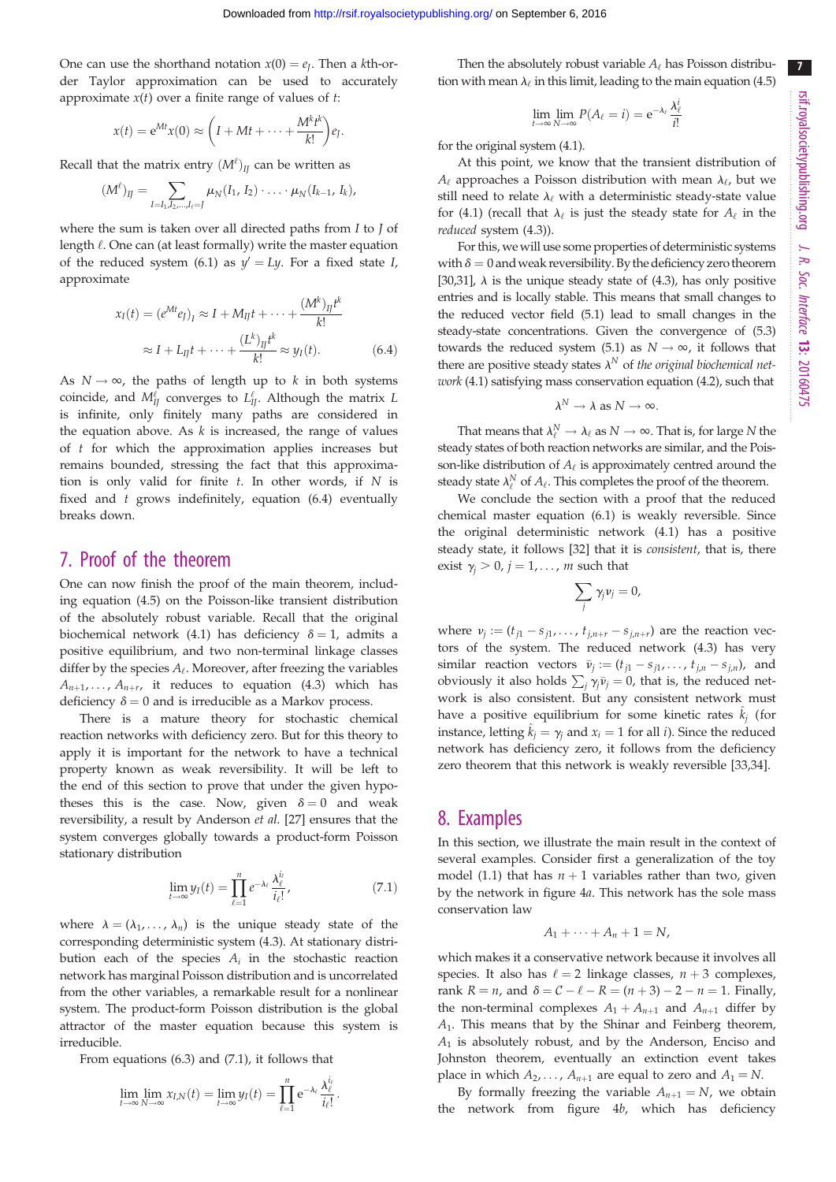One can use the shorthand notation $x(0) = e_J$. Then a $k$th-order Taylor approximation can be used to accurately approximate $x(t)$ over a finite range of values of $t$:

$$x(t) = e^{Mt}x(0) \approx \left(I + Mt + \cdots + \frac{M^k t^k}{k!}\right)e_J.$$

Recall that the matrix entry $(M^\ell)_{IJ}$ can be written as

$$(M^\ell)_{IJ} = \sum_{I=I_1,I_2,\ldots,I_\ell=J} \mu_N(I_1, I_2) \cdot \ldots \cdot \mu_N(I_{k-1}, I_k),$$

where the sum is taken over all directed paths from $I$ to $J$ of length $\ell$. One can (at least formally) write the master equation of the reduced system (6.1) as $y' = Ly$. For a fixed state $I$, approximate

$$\begin{aligned} x_I(t) = (e^{Mt}e_J)_I &\approx I + M_{IJ}t + \cdots + \frac{(M^k)_{IJ}t^k}{k!} \\ &\approx I + L_{IJ}t + \cdots + \frac{(L^k)_{IJ}t^k}{k!} \approx y_I(t). \end{aligned} \tag{6.4}$$

As $N \to \infty$, the paths of length up to $k$ in both systems coincide, and $M^\ell_{IJ}$ converges to $L^\ell_{IJ}$. Although the matrix $L$ is infinite, only finitely many paths are considered in the equation above. As $k$ is increased, the range of values of $t$ for which the approximation applies increases but remains bounded, stressing the fact that this approximation is only valid for finite $t$. In other words, if $N$ is fixed and $t$ grows indefinitely, equation (6.4) eventually breaks down.

## 7. Proof of the theorem

One can now finish the proof of the main theorem, including equation (4.5) on the Poisson-like transient distribution of the absolutely robust variable. Recall that the original biochemical network (4.1) has deficiency $\delta = 1$, admits a positive equilibrium, and two non-terminal linkage classes differ by the species $A_\ell$. Moreover, after freezing the variables $A_{n+1}, \ldots, A_{n+r}$, it reduces to equation (4.3) which has deficiency $\delta = 0$ and is irreducible as a Markov process.

There is a mature theory for stochastic chemical reaction networks with deficiency zero. But for this theory to apply it is important for the network to have a technical property known as weak reversibility. It will be left to the end of this section to prove that under the given hypotheses this is the case. Now, given $\delta = 0$ and weak reversibility, a result by Anderson *et al.* [27] ensures that the system converges globally towards a product-form Poisson stationary distribution

$$\lim_{t\to\infty} y_I(t) = \prod_{\ell=1}^{n} e^{-\lambda_\ell} \frac{\lambda_\ell^{i_\ell}}{i_\ell!}, \tag{7.1}$$

where $\lambda = (\lambda_1, \ldots, \lambda_n)$ is the unique steady state of the corresponding deterministic system (4.3). At stationary distribution each of the species $A_i$ in the stochastic reaction network has marginal Poisson distribution and is uncorrelated from the other variables, a remarkable result for a nonlinear system. The product-form Poisson distribution is the global attractor of the master equation because this system is irreducible.

From equations (6.3) and (7.1), it follows that

$$\lim_{t\to\infty}\lim_{N\to\infty} x_{I,N}(t) = \lim_{t\to\infty} y_I(t) = \prod_{\ell=1}^{n} e^{-\lambda_\ell}\frac{\lambda_\ell^{i_\ell}}{i_\ell!}.$$

Then the absolutely robust variable $A_\ell$ has Poisson distribution with mean $\lambda_\ell$ in this limit, leading to the main equation (4.5)

$$\lim_{t\to\infty}\lim_{N\to\infty} P(A_\ell = i) = e^{-\lambda_\ell}\frac{\lambda_\ell^i}{i!}$$

for the original system (4.1).

At this point, we know that the transient distribution of $A_\ell$ approaches a Poisson distribution with mean $\lambda_\ell$, but we still need to relate $\lambda_\ell$ with a deterministic steady-state value for (4.1) (recall that $\lambda_\ell$ is just the steady state for $A_\ell$ in the *reduced* system (4.3)).

For this, we will use some properties of deterministic systems with $\delta = 0$ and weak reversibility. By the deficiency zero theorem [30,31], $\lambda$ is the unique steady state of (4.3), has only positive entries and is locally stable. This means that small changes to the reduced vector field (5.1) lead to small changes in the steady-state concentrations. Given the convergence of (5.3) towards the reduced system (5.1) as $N \to \infty$, it follows that there are positive steady states $\lambda^N$ of *the original biochemical network* (4.1) satisfying mass conservation equation (4.2), such that

$$\lambda^N \to \lambda \text{ as } N \to \infty.$$

That means that $\lambda^N_\ell \to \lambda_\ell$ as $N \to \infty$. That is, for large $N$ the steady states of both reaction networks are similar, and the Poisson-like distribution of $A_\ell$ is approximately centred around the steady state $\lambda^N_\ell$ of $A_\ell$. This completes the proof of the theorem.

We conclude the section with a proof that the reduced chemical master equation (6.1) is weakly reversible. Since the original deterministic network (4.1) has a positive steady state, it follows [32] that it is *consistent*, that is, there exist $\gamma_j > 0$, $j = 1, \ldots, m$ such that

$$\sum_j \gamma_j v_j = 0,$$

where $v_j := (t_{j1} - s_{j1}, \ldots, t_{j,n+r} - s_{j,n+r})$ are the reaction vectors of the system. The reduced network (4.3) has very similar reaction vectors $\bar{v}_j := (t_{j1} - s_{j1}, \ldots, t_{j,n} - s_{j,n})$, and obviously it also holds $\sum_j \gamma_j \bar{v}_j = 0$, that is, the reduced network is also consistent. But any consistent network must have a positive equilibrium for some kinetic rates $\hat{k}_j$ (for instance, letting $\hat{k}_j = \gamma_j$ and $x_i = 1$ for all $i$). Since the reduced network has deficiency zero, it follows from the deficiency zero theorem that this network is weakly reversible [33,34].

## 8. Examples

In this section, we illustrate the main result in the context of several examples. Consider first a generalization of the toy model (1.1) that has $n + 1$ variables rather than two, given by the network in figure 4*a*. This network has the sole mass conservation law

$$A_1 + \cdots + A_n + 1 = N,$$

which makes it a conservative network because it involves all species. It also has $\ell = 2$ linkage classes, $n + 3$ complexes, rank $R = n$, and $\delta = \mathcal{C} - \ell - R = (n + 3) - 2 - n = 1$. Finally, the non-terminal complexes $A_1 + A_{n+1}$ and $A_{n+1}$ differ by $A_1$. This means that by the Shinar and Feinberg theorem, $A_1$ is absolutely robust, and by the Anderson, Enciso and Johnston theorem, eventually an extinction event takes place in which $A_2, \ldots, A_{n+1}$ are equal to zero and $A_1 = N$.

By formally freezing the variable $A_{n+1} = N$, we obtain the network from figure 4*b*, which has deficiency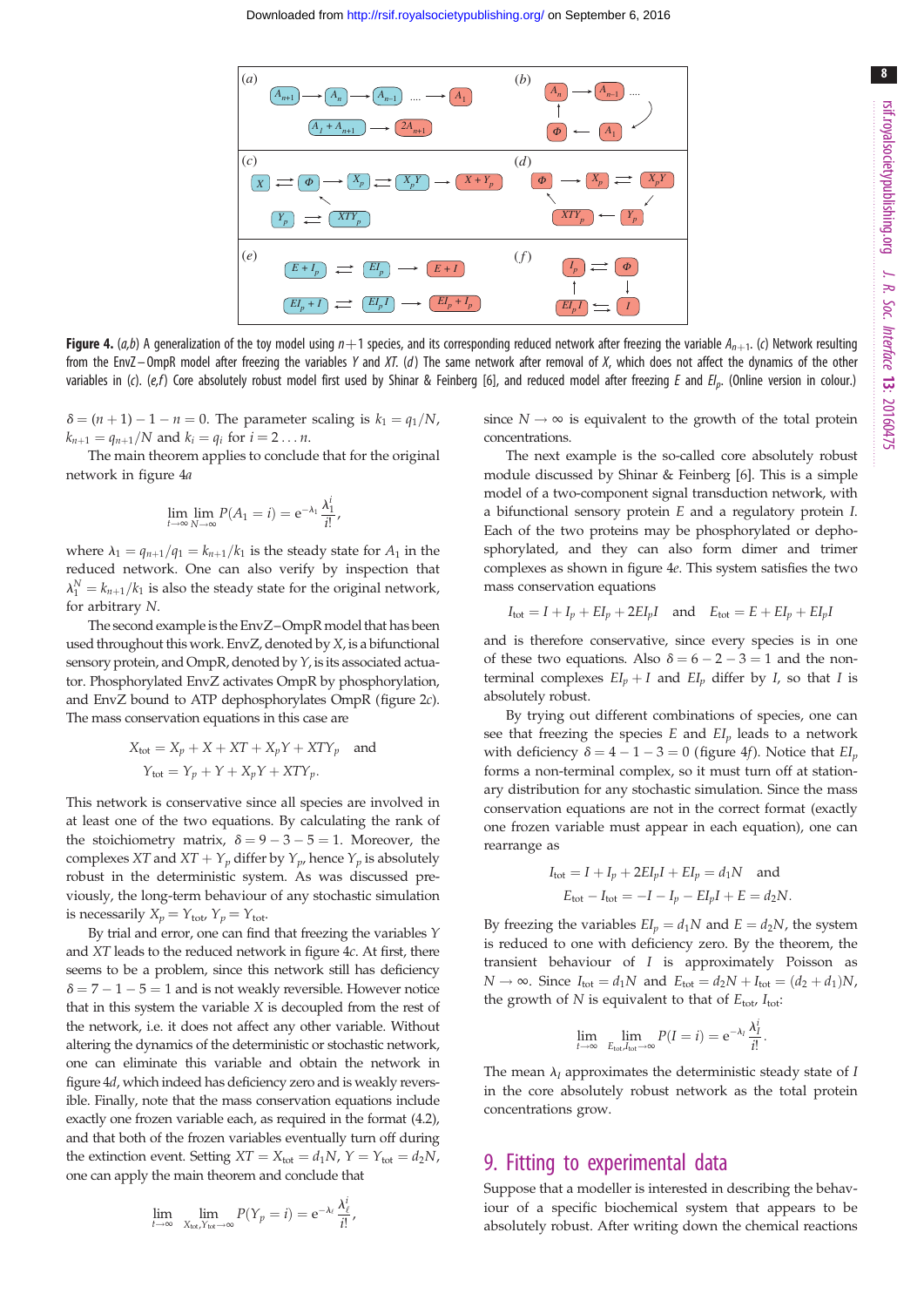**Figure 4.** (*a,b*) A generalization of the toy model using $n+1$ species, and its corresponding reduced network after freezing the variable $A_{n+1}$. (*c*) Network resulting from the EnvZ–OmpR model after freezing the variables $Y$ and $XT$. (*d*) The same network after removal of $X$, which does not affect the dynamics of the other variables in (*c*). (*e,f*) Core absolutely robust model first used by Shinar & Feinberg [6], and reduced model after freezing $E$ and $EI_p$. (Online version in colour.)

$\delta = (n+1) - 1 - n = 0$. The parameter scaling is $k_1 = q_1/N$, $k_{n+1} = q_{n+1}/N$ and $k_i = q_i$ for $i = 2 \ldots n$.

The main theorem applies to conclude that for the original network in figure 4*a*

$$\lim_{t\to\infty}\lim_{N\to\infty} P(A_1 = i) = e^{-\lambda_1}\frac{\lambda_1^i}{i!},$$

where $\lambda_1 = q_{n+1}/q_1 = k_{n+1}/k_1$ is the steady state for $A_1$ in the reduced network. One can also verify by inspection that $\lambda_1^N = k_{n+1}/k_1$ is also the steady state for the original network, for arbitrary $N$.

The second example is the EnvZ–OmpR model that has been used throughout this work. EnvZ, denoted by $X$, is a bifunctional sensory protein, and OmpR, denoted by $Y$, is its associated actuator. Phosphorylated EnvZ activates OmpR by phosphorylation, and EnvZ bound to ATP dephosphorylates OmpR (figure 2*c*). The mass conservation equations in this case are

$$X_{\text{tot}} = X_p + X + XT + X_pY + XTY_p \quad \text{and}$$
$$Y_{\text{tot}} = Y_p + Y + X_pY + XTY_p.$$

This network is conservative since all species are involved in at least one of the two equations. By calculating the rank of the stoichiometry matrix, $\delta = 9 - 3 - 5 = 1$. Moreover, the complexes $XT$ and $XT + Y_p$ differ by $Y_p$, hence $Y_p$ is absolutely robust in the deterministic system. As was discussed previously, the long-term behaviour of any stochastic simulation is necessarily $X_p = Y_{\text{tot}}$, $Y_p = Y_{\text{tot}}$.

By trial and error, one can find that freezing the variables $Y$ and $XT$ leads to the reduced network in figure 4*c*. At first, there seems to be a problem, since this network still has deficiency $\delta = 7 - 1 - 5 = 1$ and is not weakly reversible. However notice that in this system the variable $X$ is decoupled from the rest of the network, i.e. it does not affect any other variable. Without altering the dynamics of the deterministic or stochastic network, one can eliminate this variable and obtain the network in figure 4*d*, which indeed has deficiency zero and is weakly reversible. Finally, note that the mass conservation equations include exactly one frozen variable each, as required in the format (4.2), and that both of the frozen variables eventually turn off during the extinction event. Setting $XT = X_{\text{tot}} = d_1N$, $Y = Y_{\text{tot}} = d_2N$, one can apply the main theorem and conclude that

$$\lim_{t\to\infty}\lim_{X_{\text{tot}},Y_{\text{tot}}\to\infty} P(Y_p = i) = e^{-\lambda_i}\frac{\lambda_i^i}{i!},$$

since $N \to \infty$ is equivalent to the growth of the total protein concentrations.

The next example is the so-called core absolutely robust module discussed by Shinar & Feinberg [6]. This is a simple model of a two-component signal transduction network, with a bifunctional sensory protein $E$ and a regulatory protein $I$. Each of the two proteins may be phosphorylated or dephosphorylated, and they can also form dimer and trimer complexes as shown in figure 4*e*. This system satisfies the two mass conservation equations

$$I_{\text{tot}} = I + I_p + EI_p + 2EI_pI \quad \text{and} \quad E_{\text{tot}} = E + EI_p + EI_pI$$

and is therefore conservative, since every species is in one of these two equations. Also $\delta = 6 - 2 - 3 = 1$ and the non-terminal complexes $EI_p + I$ and $EI_p$ differ by $I$, so that $I$ is absolutely robust.

By trying out different combinations of species, one can see that freezing the species $E$ and $EI_p$ leads to a network with deficiency $\delta = 4 - 1 - 3 = 0$ (figure 4*f*). Notice that $EI_p$ forms a non-terminal complex, so it must turn off at stationary distribution for any stochastic simulation. Since the mass conservation equations are not in the correct format (exactly one frozen variable must appear in each equation), one can rearrange as

$$I_{\text{tot}} = I + I_p + 2EI_pI + EI_p = d_1N \quad \text{and}$$
$$E_{\text{tot}} - I_{\text{tot}} = -I - I_p - EI_pI + E = d_2N.$$

By freezing the variables $EI_p = d_1N$ and $E = d_2N$, the system is reduced to one with deficiency zero. By the theorem, the transient behaviour of $I$ is approximately Poisson as $N \to \infty$. Since $I_{\text{tot}} = d_1N$ and $E_{\text{tot}} = d_2N + I_{\text{tot}} = (d_2 + d_1)N$, the growth of $N$ is equivalent to that of $E_{\text{tot}}$, $I_{\text{tot}}$:

$$\lim_{t\to\infty}\lim_{E_{\text{tot}},I_{\text{tot}}\to\infty} P(I = i) = e^{-\lambda_I}\frac{\lambda_I^i}{i!}.$$

The mean $\lambda_I$ approximates the deterministic steady state of $I$ in the core absolutely robust network as the total protein concentrations grow.

## 9. Fitting to experimental data

Suppose that a modeller is interested in describing the behaviour of a specific biochemical system that appears to be absolutely robust. After writing down the chemical reactions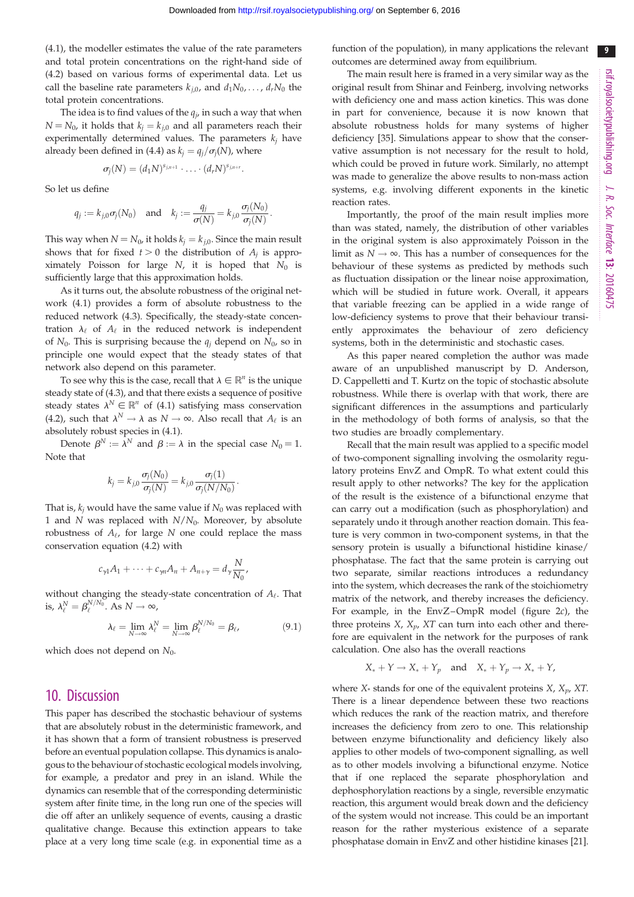(4.1), the modeller estimates the value of the rate parameters and total protein concentrations on the right-hand side of (4.2) based on various forms of experimental data. Let us call the baseline rate parameters $k_{j,0}$, and $d_1N_0, \ldots, d_rN_0$ the total protein concentrations.

The idea is to find values of the $q_j$, in such a way that when $N = N_0$, it holds that $k_j = k_{j,0}$ and all parameters reach their experimentally determined values. The parameters $k_j$ have already been defined in (4.4) as $k_j = q_j/\sigma_j(N)$, where

$$\sigma_j(N) = (d_1N)^{s_{j,n+1}} \cdot \ldots \cdot (d_rN)^{s_{j,n+r}}.$$

So let us define

$$q_j := k_{j,0}\sigma_j(N_0) \quad \text{and} \quad k_j := \frac{q_j}{\sigma(N)} = k_{j,0}\frac{\sigma_j(N_0)}{\sigma_j(N)}.$$

This way when $N = N_0$, it holds $k_j = k_{j,0}$. Since the main result shows that for fixed $t > 0$ the distribution of $A_j$ is approximately Poisson for large $N$, it is hoped that $N_0$ is sufficiently large that this approximation holds.

As it turns out, the absolute robustness of the original network (4.1) provides a form of absolute robustness to the reduced network (4.3). Specifically, the steady-state concentration $\lambda_\ell$ of $A_\ell$ in the reduced network is independent of $N_0$. This is surprising because the $q_j$ depend on $N_0$, so in principle one would expect that the steady states of that network also depend on this parameter.

To see why this is the case, recall that $\lambda \in \mathbb{R}^n$ is the unique steady state of (4.3), and that there exists a sequence of positive steady states $\lambda^N \in \mathbb{R}^n$ of (4.1) satisfying mass conservation (4.2), such that $\lambda^N \to \lambda$ as $N \to \infty$. Also recall that $A_\ell$ is an absolutely robust species in (4.1).

Denote $\beta^N := \lambda^N$ and $\beta := \lambda$ in the special case $N_0 = 1$. Note that

$$k_j = k_{j,0}\frac{\sigma_j(N_0)}{\sigma_j(N)} = k_{j,0}\frac{\sigma_j(1)}{\sigma_j(N/N_0)}.$$

That is, $k_j$ would have the same value if $N_0$ was replaced with 1 and $N$ was replaced with $N/N_0$. Moreover, by absolute robustness of $A_\ell$, for large $N$ one could replace the mass conservation equation (4.2) with

$$c_{\gamma 1}A_1 + \cdots + c_{\gamma n}A_n + A_{n+\gamma} = d_\gamma\frac{N}{N_0},$$

without changing the steady-state concentration of $A_\ell$. That is, $\lambda_\ell^N = \beta_\ell^{N/N_0}$. As $N \to \infty$,

$$\lambda_\ell = \lim_{N\to\infty}\lambda_\ell^N = \lim_{N\to\infty}\beta_\ell^{N/N_0} = \beta_\ell, \tag{9.1}$$

which does not depend on $N_0$.

## 10. Discussion

This paper has described the stochastic behaviour of systems that are absolutely robust in the deterministic framework, and it has shown that a form of transient robustness is preserved before an eventual population collapse. This dynamics is analogous to the behaviour of stochastic ecological models involving, for example, a predator and prey in an island. While the dynamics can resemble that of the corresponding deterministic system after finite time, in the long run one of the species will die off after an unlikely sequence of events, causing a drastic qualitative change. Because this extinction appears to take place at a very long time scale (e.g. in exponential time as a function of the population), in many applications the relevant outcomes are determined away from equilibrium.

The main result here is framed in a very similar way as the original result from Shinar and Feinberg, involving networks with deficiency one and mass action kinetics. This was done in part for convenience, because it is now known that absolute robustness holds for many systems of higher deficiency [35]. Simulations appear to show that the conservative assumption is not necessary for the result to hold, which could be proved in future work. Similarly, no attempt was made to generalize the above results to non-mass action systems, e.g. involving different exponents in the kinetic reaction rates.

Importantly, the proof of the main result implies more than was stated, namely, the distribution of other variables in the original system is also approximately Poisson in the limit as $N \to \infty$. This has a number of consequences for the behaviour of these systems as predicted by methods such as fluctuation dissipation or the linear noise approximation, which will be studied in future work. Overall, it appears that variable freezing can be applied in a wide range of low-deficiency systems to prove that their behaviour transiently approximates the behaviour of zero deficiency systems, both in the deterministic and stochastic cases.

As this paper neared completion the author was made aware of an unpublished manuscript by D. Anderson, D. Cappelletti and T. Kurtz on the topic of stochastic absolute robustness. While there is overlap with that work, there are significant differences in the assumptions and particularly in the methodology of both forms of analysis, so that the two studies are broadly complementary.

Recall that the main result was applied to a specific model of two-component signalling involving the osmolarity regulatory proteins EnvZ and OmpR. To what extent could this result apply to other networks? The key for the application of the result is the existence of a bifunctional enzyme that can carry out a modification (such as phosphorylation) and separately undo it through another reaction domain. This feature is very common in two-component systems, in that the sensory protein is usually a bifunctional histidine kinase/phosphatase. The fact that the same protein is carrying out two separate, similar reactions introduces a redundancy into the system, which decreases the rank of the stoichiometry matrix of the network, and thereby increases the deficiency. For example, in the EnvZ–OmpR model (figure 2*c*), the three proteins $X$, $X_p$, $XT$ can turn into each other and therefore are equivalent in the network for the purposes of rank calculation. One also has the overall reactions

$$X_* + Y \to X_* + Y_p \quad \text{and} \quad X_* + Y_p \to X_* + Y,$$

where $X_*$ stands for one of the equivalent proteins $X$, $X_p$, $XT$. There is a linear dependence between these two reactions which reduces the rank of the reaction matrix, and therefore increases the deficiency from zero to one. This relationship between enzyme bifunctionality and deficiency likely also applies to other models of two-component signalling, as well as to other models involving a bifunctional enzyme. Notice that if one replaced the separate phosphorylation and dephosphorylation reactions by a single, reversible enzymatic reaction, this argument would break down and the deficiency of the system would not increase. This could be an important reason for the rather mysterious existence of a separate phosphatase domain in EnvZ and other histidine kinases [21].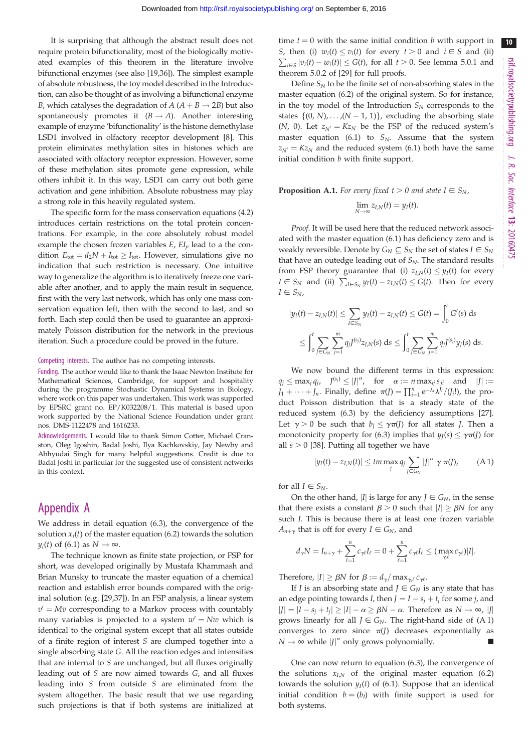It is surprising that although the abstract result does not require protein bifunctionality, most of the biologically motivated examples of this theorem in the literature involve bifunctional enzymes (see also [19,36]). The simplest example of absolute robustness, the toy model described in the Introduction, can also be thought of as involving a bifunctional enzyme $B$, which catalyses the degradation of $A$ ($A + B \to 2B$) but also spontaneously promotes it ($B \to A$). Another interesting example of enzyme 'bifunctionality' is the histone demethylase LSD1 involved in olfactory receptor development [8]. This protein eliminates methylation sites in histones which are associated with olfactory receptor expression. However, some of these methylation sites promote gene expression, while others inhibit it. In this way, LSD1 can carry out both gene activation and gene inhibition. Absolute robustness may play a strong role in this heavily regulated system.

The specific form for the mass conservation equations (4.2) introduces certain restrictions on the total protein concentrations. For example, in the core absolutely robust model example the chosen frozen variables $E$, $EI_p$ lead to a the condition $E_{\text{tot}} = d_2N + I_{\text{tot}} \geq I_{\text{tot}}$. However, simulations give no indication that such restriction is necessary. One intuitive way to generalize the algorithm is to iteratively freeze one variable after another, and to apply the main result in sequence, first with the very last network, which has only one mass conservation equation left, then with the second to last, and so forth. Each step could then be used to guarantee an approximately Poisson distribution for the network in the previous iteration. Such a procedure could be proved in the future.

Competing interests. The author has no competing interests.

Funding. The author would like to thank the Isaac Newton Institute for Mathematical Sciences, Cambridge, for support and hospitality during the programme Stochastic Dynamical Systems in Biology, where work on this paper was undertaken. This work was supported by EPSRC grant no. EP/K032208/1. This material is based upon work supported by the National Science Foundation under grant nos. DMS-1122478 and 1616233.

Acknowledgements. I would like to thank Simon Cotter, Michael Cranston, Oleg Igoshin, Badal Joshi, Ilya Kachkovskiy, Jay Newby and Abhyudai Singh for many helpful suggestions. Credit is due to Badal Joshi in particular for the suggested use of consistent networks in this context.

## Appendix A

We address in detail equation (6.3), the convergence of the solution $x_i(t)$ of the master equation (6.2) towards the solution $y_i(t)$ of (6.1) as $N \to \infty$.

The technique known as finite state projection, or FSP for short, was developed originally by Mustafa Khammash and Brian Munsky to truncate the master equation of a chemical reaction and establish error bounds compared with the original solution (e.g. [29,37]). In an FSP analysis, a linear system $v' = Mv$ corresponding to a Markov process with countably many variables is projected to a system $w' = Nw$ which is identical to the original system except that all states outside of a finite region of interest $S$ are clumped together into a single absorbing state $G$. All the reaction edges and intensities that are internal to $S$ are unchanged, but all fluxes originally leading out of $S$ are now aimed towards $G$, and all fluxes leading into $S$ from outside $S$ are eliminated from the system altogether. The basic result that we use regarding such projections is that if both systems are initialized at time $t = 0$ with the same initial condition $b$ with support in $S$, then (i) $w_i(t) \leq v_i(t)$ for every $t > 0$ and $i \in S$ and (ii) $\sum_{i \in S} |v_i(t) - w_i(t)| \leq G(t)$, for all $t > 0$. See lemma 5.0.1 and theorem 5.0.2 of [29] for full proofs.

Define $S_N$ to be the finite set of non-absorbing states in the master equation (6.2) of the original system. So for instance, in the toy model of the Introduction $S_N$ corresponds to the states $\{(0, N), \ldots, (N-1, 1)\}$, excluding the absorbing state $(N, 0)$. Let $z_{N'} = Kz_N$ be the FSP of the reduced system's master equation (6.1) to $S_N$. Assume that the system $z_{N'} = Kz_N$ and the reduced system (6.1) both have the same initial condition $b$ with finite support.

**Proposition A.1.** *For every fixed $t > 0$ and state $I \in S_N$,*

$$\lim_{N \to \infty} z_{I,N}(t) = y_I(t).$$

*Proof.* It will be used here that the reduced network associated with the master equation (6.1) has deficiency zero and is weakly reversible. Denote by $G_N \subseteq S_N$ the set of states $I \in S_N$ that have an outedge leading out of $S_N$. The standard results from FSP theory guarantee that (i) $z_{I,N}(t) \leq y_I(t)$ for every $I \in S_N$ and (ii) $\sum_{I \in S_N} y_I(t) - z_{I,N}(t) \leq G(t)$. Then for every $I \in S_N$,

$$|y_I(t) - z_{I,N}(t)| \leq \sum_{I \in S_N} y_I(t) - z_{I,N}(t) \leq G(t) = \int_0^t G'(s)\, \mathrm{d}s$$

$$\leq \int_0^t \sum_{J \in G_N} \sum_{j=1}^m q_j J^{(s_j)} z_{J,N}(s)\, \mathrm{d}s \leq \int_0^t \sum_{J \in G_N} \sum_{j=1}^m q_j J^{(s_j)} y_J(s)\, \mathrm{d}s.$$

We now bound the different terms in this expression: $q_j \leq \max_j q_j$, $J^{(s_j)} \leq |J|^\alpha$, for $\alpha := n \max_{ij} s_{ji}$ and $|J| := J_1 + \cdots + J_n$. Finally, define $\pi(J) = \prod_{i=1}^n \mathrm{e}^{-\lambda_i} \lambda^{J_i}/(J_i!)$, the product Poisson distribution that is a steady state of the reduced system (6.3) by the deficiency assumptions [27]. Let $\gamma > 0$ be such that $b_J \leq \gamma \pi(J)$ for all states $J$. Then a monotonicity property for (6.3) implies that $y_J(s) \leq \gamma \pi(J)$ for all $s > 0$ [38]. Putting all together we have

$$|y_I(t) - z_{I,N}(t)| \leq tm \max_j q_j \sum_{J \in G_N} |J|^\alpha\ \gamma\ \pi(J), \tag{A 1}$$

for all $I \in S_N$.

On the other hand, $|I|$ is large for any $J \in G_N$, in the sense that there exists a constant $\beta > 0$ such that $|I| \geq \beta N$ for any such $I$. This is because there is at least one frozen variable $A_{n+\gamma}$ that is off for every $I \in G_N$, and

$$d_\gamma N = I_{n+\gamma} + \sum_{\ell=1}^n c_{\gamma\ell} I_\ell = 0 + \sum_{\ell=1}^n c_{\gamma\ell} I_\ell \leq (\max_{\gamma,\ell} c_{\gamma\ell})|I|.$$

Therefore, $|I| \geq \beta N$ for $\beta := d_\gamma / \max_{\gamma,\ell} c_{\gamma\ell}$.

If $I$ is an absorbing state and $J \in G_N$ is any state that has an edge pointing towards $I$, then $J = I - s_j + t_j$ for some $j$, and $|J| = |I - s_j + t_j| \geq |I| - \alpha \geq \beta N - \alpha$. Therefore as $N \to \infty$, $|J|$ grows linearly for all $J \in G_N$. The right-hand side of (A 1) converges to zero since $\pi(J)$ decreases exponentially as $N \to \infty$ while $|J|^\alpha$ only grows polynomially. ∎

One can now return to equation (6.3), the convergence of the solutions $x_{I,N}$ of the original master equation (6.2) towards the solution $y_I(t)$ of (6.1). Suppose that an identical initial condition $b = (b_I)$ with finite support is used for both systems.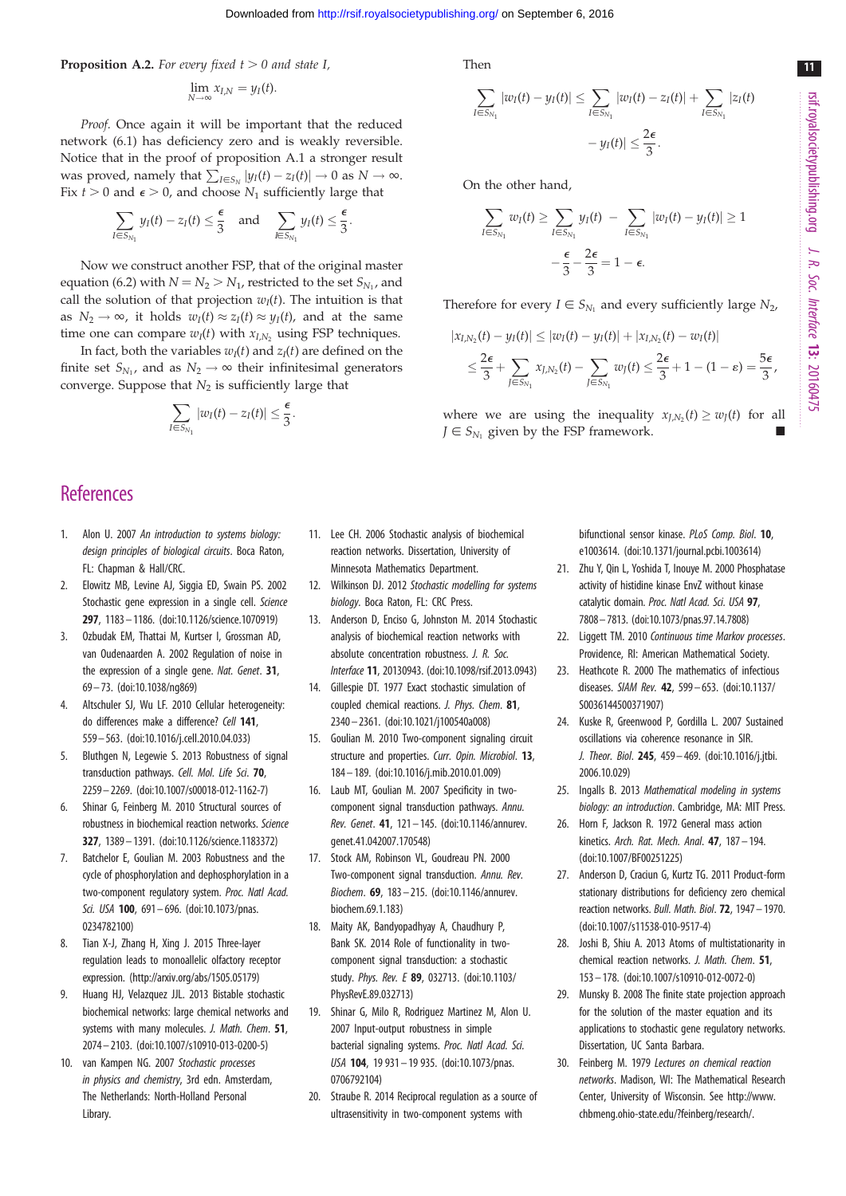**Proposition A.2.** *For every fixed $t > 0$ and state $I$,*

$$\lim_{N\to\infty} x_{I,N} = y_I(t).$$

*Proof.* Once again it will be important that the reduced network (6.1) has deficiency zero and is weakly reversible. Notice that in the proof of proposition A.1 a stronger result was proved, namely that $\sum_{I\in S_N} |y_I(t) - z_I(t)| \to 0$ as $N \to \infty$. Fix $t > 0$ and $\epsilon > 0$, and choose $N_1$ sufficiently large that

$$\sum_{I\in S_{N_1}} y_I(t) - z_I(t) \le \frac{\epsilon}{3} \quad \text{and} \quad \sum_{I\notin S_{N_1}} y_I(t) \le \frac{\epsilon}{3}.$$

Now we construct another FSP, that of the original master equation (6.2) with $N = N_2 > N_1$, restricted to the set $S_{N_1}$, and call the solution of that projection $w_I(t)$. The intuition is that as $N_2 \to \infty$, it holds $w_I(t) \approx z_I(t) \approx y_I(t)$, and at the same time one can compare $w_I(t)$ with $x_{I,N_2}$ using FSP techniques.

In fact, both the variables $w_I(t)$ and $z_I(t)$ are defined on the finite set $S_{N_1}$, and as $N_2 \to \infty$ their infinitesimal generators converge. Suppose that $N_2$ is sufficiently large that

$$\sum_{I\in S_{N_1}} |w_I(t) - z_I(t)| \le \frac{\epsilon}{3}.$$

Then

$$\sum_{I\in S_{N_1}} |w_I(t) - y_I(t)| \le \sum_{I\in S_{N_1}} |w_I(t) - z_I(t)| + \sum_{I\in S_{N_1}} |z_I(t) - y_I(t)| \le \frac{2\epsilon}{3}.$$

On the other hand,

$$\sum_{I\in S_{N_1}} w_I(t) \ge \sum_{I\in S_{N_1}} y_I(t) - \sum_{I\in S_{N_1}} |w_I(t) - y_I(t)| \ge 1 - \frac{\epsilon}{3} - \frac{2\epsilon}{3} = 1 - \epsilon.$$

Therefore for every $I \in S_{N_1}$ and every sufficiently large $N_2$,

$$\begin{aligned}|x_{I,N_2}(t) - y_I(t)| &\le |w_I(t) - y_I(t)| + |x_{I,N_2}(t) - w_I(t)| \\ &\le \frac{2\epsilon}{3} + \sum_{J\in S_{N_1}} x_{J,N_2}(t) - \sum_{J\in S_{N_1}} w_J(t) \le \frac{2\epsilon}{3} + 1 - (1-\varepsilon) = \frac{5\epsilon}{3},\end{aligned}$$

where we are using the inequality $x_{J,N_2}(t) \ge w_J(t)$ for all $J \in S_{N_1}$ given by the FSP framework. ∎

## References

1. Alon U. 2007 *An introduction to systems biology: design principles of biological circuits*. Boca Raton, FL: Chapman & Hall/CRC.
2. Elowitz MB, Levine AJ, Siggia ED, Swain PS. 2002 Stochastic gene expression in a single cell. *Science* **297**, 1183–1186. (doi:10.1126/science.1070919)
3. Ozbudak EM, Thattai M, Kurtser I, Grossman AD, van Oudenaarden A. 2002 Regulation of noise in the expression of a single gene. *Nat. Genet.* **31**, 69–73. (doi:10.1038/ng869)
4. Altschuler SJ, Wu LF. 2010 Cellular heterogeneity: do differences make a difference? *Cell* **141**, 559–563. (doi:10.1016/j.cell.2010.04.033)
5. Bluthgen N, Legewie S. 2013 Robustness of signal transduction pathways. *Cell. Mol. Life Sci.* **70**, 2259–2269. (doi:10.1007/s00018-012-1162-7)
6. Shinar G, Feinberg M. 2010 Structural sources of robustness in biochemical reaction networks. *Science* **327**, 1389–1391. (doi:10.1126/science.1183372)
7. Batchelor E, Goulian M. 2003 Robustness and the cycle of phosphorylation and dephosphorylation in a two-component regulatory system. *Proc. Natl Acad. Sci. USA* **100**, 691–696. (doi:10.1073/pnas.0234782100)
8. Tian X-J, Zhang H, Xing J. 2015 Three-layer regulation leads to monoallelic olfactory receptor expression. (http://arxiv.org/abs/1505.05179)
9. Huang HJ, Velazquez JJL. 2013 Bistable stochastic biochemical networks: large chemical networks and systems with many molecules. *J. Math. Chem.* **51**, 2074–2103. (doi:10.1007/s10910-013-0200-5)
10. van Kampen NG. 2007 *Stochastic processes in physics and chemistry*, 3rd edn. Amsterdam, The Netherlands: North-Holland Personal Library.
11. Lee CH. 2006 Stochastic analysis of biochemical reaction networks. Dissertation, University of Minnesota Mathematics Department.
12. Wilkinson DJ. 2012 *Stochastic modelling for systems biology*. Boca Raton, FL: CRC Press.
13. Anderson D, Enciso G, Johnston M. 2014 Stochastic analysis of biochemical reaction networks with absolute concentration robustness. *J. R. Soc. Interface* **11**, 20130943. (doi:10.1098/rsif.2013.0943)
14. Gillespie DT. 1977 Exact stochastic simulation of coupled chemical reactions. *J. Phys. Chem.* **81**, 2340–2361. (doi:10.1021/j100540a008)
15. Goulian M. 2010 Two-component signaling circuit structure and properties. *Curr. Opin. Microbiol.* **13**, 184–189. (doi:10.1016/j.mib.2010.01.009)
16. Laub MT, Goulian M. 2007 Specificity in two-component signal transduction pathways. *Annu. Rev. Genet.* **41**, 121–145. (doi:10.1146/annurev.genet.41.042007.170548)
17. Stock AM, Robinson VL, Goudreau PN. 2000 Two-component signal transduction. *Annu. Rev. Biochem.* **69**, 183–215. (doi:10.1146/annurev.biochem.69.1.183)
18. Maity AK, Bandyopadhyay A, Chaudhury P, Bank SK. 2014 Role of functionality in two-component signal transduction: a stochastic study. *Phys. Rev. E* **89**, 032713. (doi:10.1103/PhysRevE.89.032713)
19. Shinar G, Milo R, Rodriguez Martinez M, Alon U. 2007 Input-output robustness in simple bacterial signaling systems. *Proc. Natl Acad. Sci. USA* **104**, 19 931–19 935. (doi:10.1073/pnas.0706792104)
20. Straube R. 2014 Reciprocal regulation as a source of ultrasensitivity in two-component systems with bifunctional sensor kinase. *PLoS Comp. Biol.* **10**, e1003614. (doi:10.1371/journal.pcbi.1003614)
21. Zhu Y, Qin L, Yoshida T, Inouye M. 2000 Phosphatase activity of histidine kinase EnvZ without kinase catalytic domain. *Proc. Natl Acad. Sci. USA* **97**, 7808–7813. (doi:10.1073/pnas.97.14.7808)
22. Liggett TM. 2010 *Continuous time Markov processes*. Providence, RI: American Mathematical Society.
23. Heathcote R. 2000 The mathematics of infectious diseases. *SIAM Rev.* **42**, 599–653. (doi:10.1137/S0036144500371907)
24. Kuske R, Greenwood P, Gordilla L. 2007 Sustained oscillations via coherence resonance in SIR. *J. Theor. Biol.* **245**, 459–469. (doi:10.1016/j.jtbi.2006.10.029)
25. Ingalls B. 2013 *Mathematical modeling in systems biology: an introduction*. Cambridge, MA: MIT Press.
26. Horn F, Jackson R. 1972 General mass action kinetics. *Arch. Rat. Mech. Anal.* **47**, 187–194. (doi:10.1007/BF00251225)
27. Anderson D, Craciun G, Kurtz TG. 2011 Product-form stationary distributions for deficiency zero chemical reaction networks. *Bull. Math. Biol.* **72**, 1947–1970. (doi:10.1007/s11538-010-9517-4)
28. Joshi B, Shiu A. 2013 Atoms of multistationarity in chemical reaction networks. *J. Math. Chem.* **51**, 153–178. (doi:10.1007/s10910-012-0072-0)
29. Munsky B. 2008 The finite state projection approach for the solution of the master equation and its applications to stochastic gene regulatory networks. Dissertation, UC Santa Barbara.
30. Feinberg M. 1979 *Lectures on chemical reaction networks*. Madison, WI: The Mathematical Research Center, University of Wisconsin. See http://www.chbmeng.ohio-state.edu/?feinberg/research/.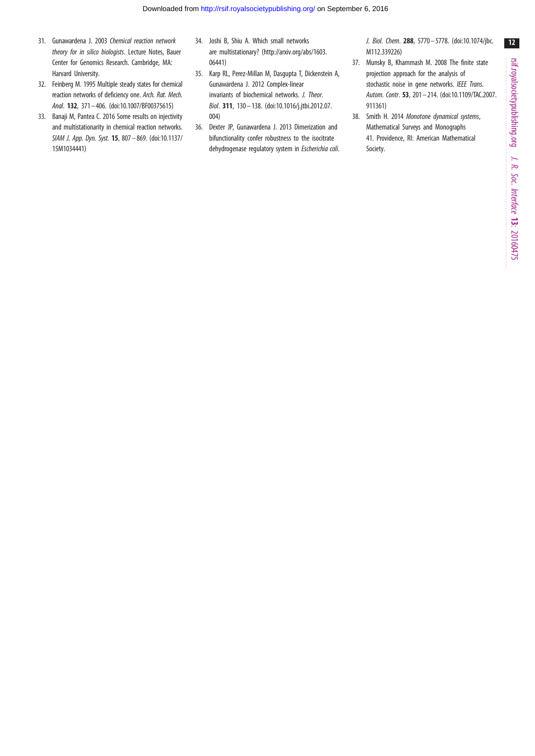31. Gunawardena J. 2003 *Chemical reaction network theory for in silico biologists*. Lecture Notes, Bauer Center for Genomics Research. Cambridge, MA: Harvard University.
32. Feinberg M. 1995 Multiple steady states for chemical reaction networks of deficiency one. *Arch. Rat. Mech. Anal*. **132**, 371–406. (doi:10.1007/BF00375615)
33. Banaji M, Pantea C. 2016 Some results on injectivity and multistationarity in chemical reaction networks. *SIAM J. App. Dyn. Syst.* **15**, 807–869. (doi:10.1137/15M1034441)
34. Joshi B, Shiu A. Which small networks are multistationary? (http://arxiv.org/abs/1603.06441)
35. Karp RL, Perez-Millan M, Dasgupta T, Dickenstein A, Gunawardena J. 2012 Complex-linear invariants of biochemical networks. *J. Theor. Biol*. **311**, 130–138. (doi:10.1016/j.jtbi.2012.07.004)
36. Dexter JP, Gunawardena J. 2013 Dimerization and bifunctionality confer robustness to the isocitrate dehydrogenase regulatory system in *Escherichia coli*. *J. Biol. Chem*. **288**, 5770–5778. (doi:10.1074/jbc.M112.339226)
37. Munsky B, Khammash M. 2008 The finite state projection approach for the analysis of stochastic noise in gene networks. *IEEE Trans. Autom. Contr*. **53**, 201–214. (doi:10.1109/TAC.2007.911361)
38. Smith H. 2014 *Monotone dynamical systems*, Mathematical Surveys and Monographs 41. Providence, RI: American Mathematical Society.